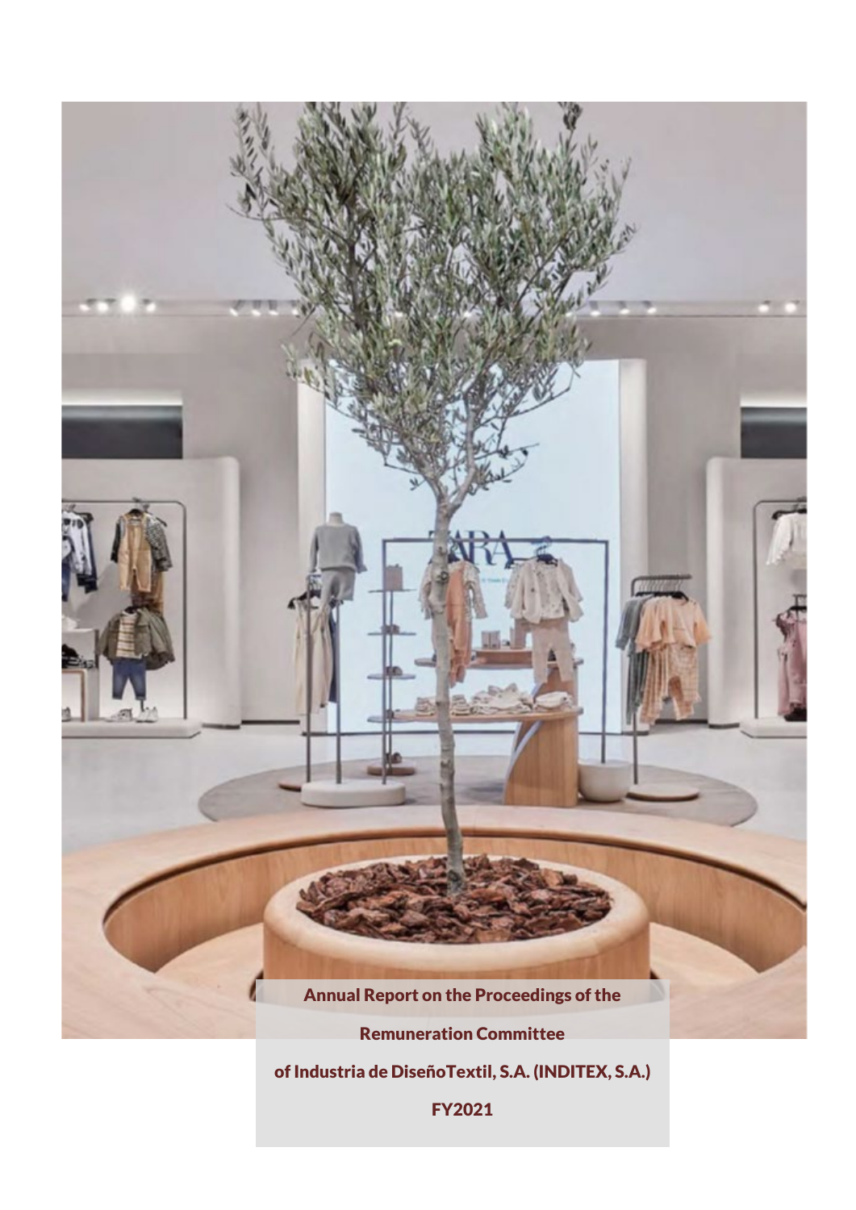# Annual Report on the Proceedings of the Remuneration Committee of Industria de DiseñoTextil, S.A. (INDITEX, S.A.)

# FY2021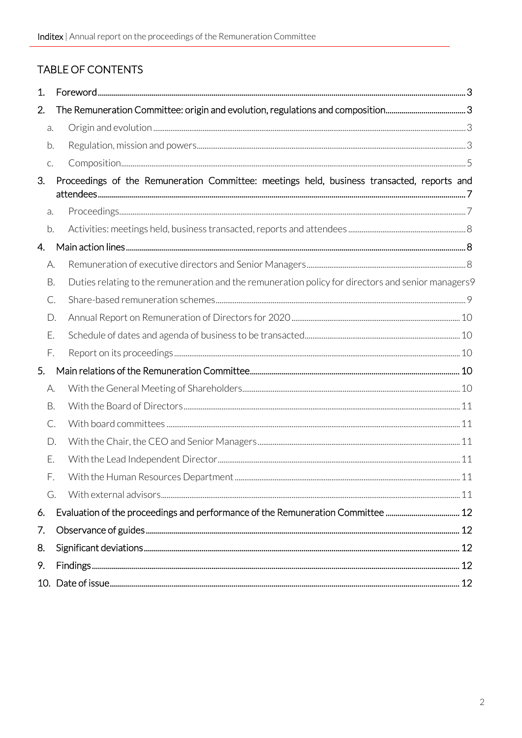## TABLE OF CONTENTS

1. Foreword ... 3
2. The Remuneration Committee: origin and evolution, regulations and composition ... 3
   - a. Origin and evolution ... 3
   - b. Regulation, mission and powers ... 3
   - c. Composition ... 5
3. Proceedings of the Remuneration Committee: meetings held, business transacted, reports and attendees ... 7
   - a. Proceedings ... 7
   - b. Activities: meetings held, business transacted, reports and attendees ... 8
4. Main action lines ... 8
   - A. Remuneration of executive directors and Senior Managers ... 8
   - B. Duties relating to the remuneration and the remuneration policy for directors and senior managers ... 9
   - C. Share-based remuneration schemes ... 9
   - D. Annual Report on Remuneration of Directors for 2020 ... 10
   - E. Schedule of dates and agenda of business to be transacted ... 10
   - F. Report on its proceedings ... 10
5. Main relations of the Remuneration Committee ... 10
   - A. With the General Meeting of Shareholders ... 10
   - B. With the Board of Directors ... 11
   - C. With board committees ... 11
   - D. With the Chair, the CEO and Senior Managers ... 11
   - E. With the Lead Independent Director ... 11
   - F. With the Human Resources Department ... 11
   - G. With external advisors ... 11
6. Evaluation of the proceedings and performance of the Remuneration Committee ... 12
7. Observance of guides ... 12
8. Significant deviations ... 12
9. Findings ... 12
10. Date of issue ... 12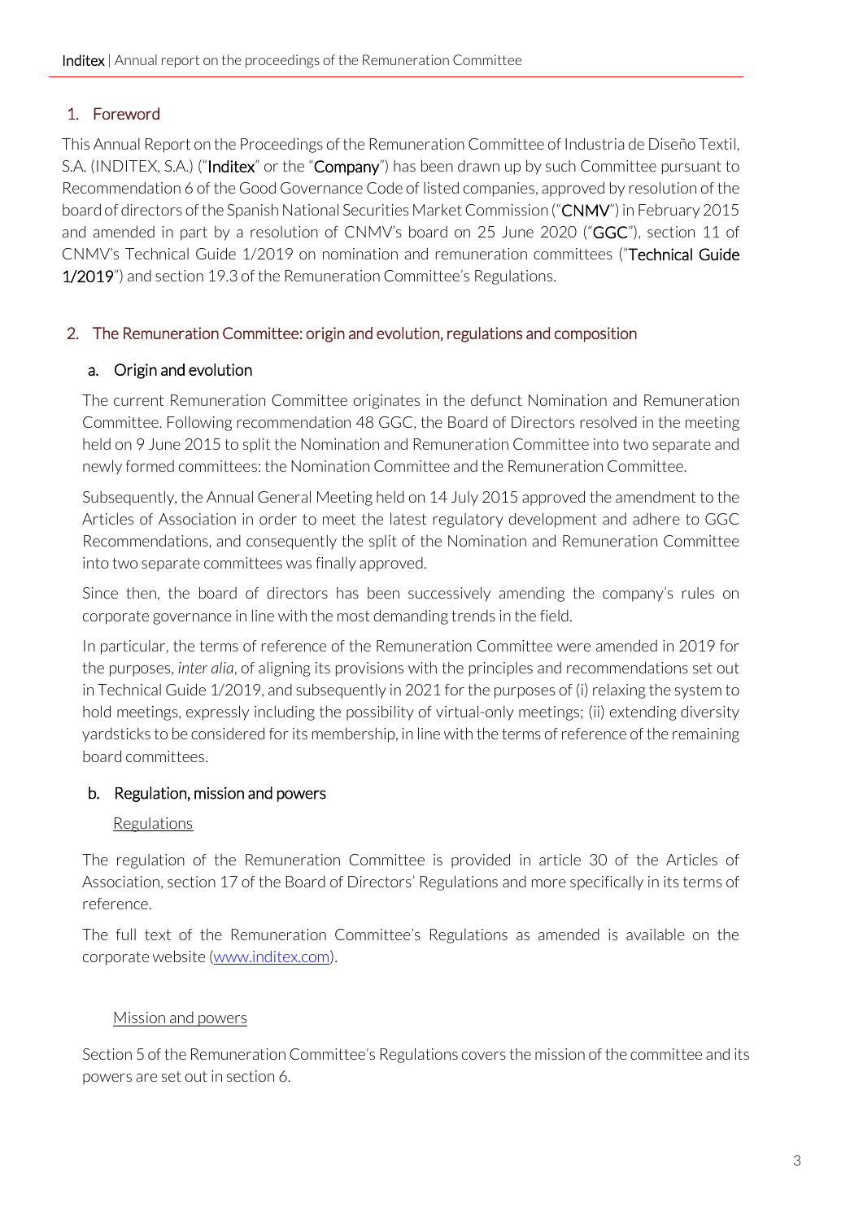## 1. Foreword

This Annual Report on the Proceedings of the Remuneration Committee of Industria de Diseño Textil, S.A. (INDITEX, S.A.) ("**Inditex**" or the "**Company**") has been drawn up by such Committee pursuant to Recommendation 6 of the Good Governance Code of listed companies, approved by resolution of the board of directors of the Spanish National Securities Market Commission ("**CNMV**") in February 2015 and amended in part by a resolution of CNMV's board on 25 June 2020 ("**GGC**"), section 11 of CNMV's Technical Guide 1/2019 on nomination and remuneration committees ("**Technical Guide 1/2019**") and section 19.3 of the Remuneration Committee's Regulations.

## 2. The Remuneration Committee: origin and evolution, regulations and composition

### a. Origin and evolution

The current Remuneration Committee originates in the defunct Nomination and Remuneration Committee. Following recommendation 48 GGC, the Board of Directors resolved in the meeting held on 9 June 2015 to split the Nomination and Remuneration Committee into two separate and newly formed committees: the Nomination Committee and the Remuneration Committee.

Subsequently, the Annual General Meeting held on 14 July 2015 approved the amendment to the Articles of Association in order to meet the latest regulatory development and adhere to GGC Recommendations, and consequently the split of the Nomination and Remuneration Committee into two separate committees was finally approved.

Since then, the board of directors has been successively amending the company's rules on corporate governance in line with the most demanding trends in the field.

In particular, the terms of reference of the Remuneration Committee were amended in 2019 for the purposes, *inter alia*, of aligning its provisions with the principles and recommendations set out in Technical Guide 1/2019, and subsequently in 2021 for the purposes of (i) relaxing the system to hold meetings, expressly including the possibility of virtual-only meetings; (ii) extending diversity yardsticks to be considered for its membership, in line with the terms of reference of the remaining board committees.

### b. Regulation, mission and powers

Regulations

The regulation of the Remuneration Committee is provided in article 30 of the Articles of Association, section 17 of the Board of Directors' Regulations and more specifically in its terms of reference.

The full text of the Remuneration Committee's Regulations as amended is available on the corporate website (www.inditex.com).

Mission and powers

Section 5 of the Remuneration Committee's Regulations covers the mission of the committee and its powers are set out in section 6.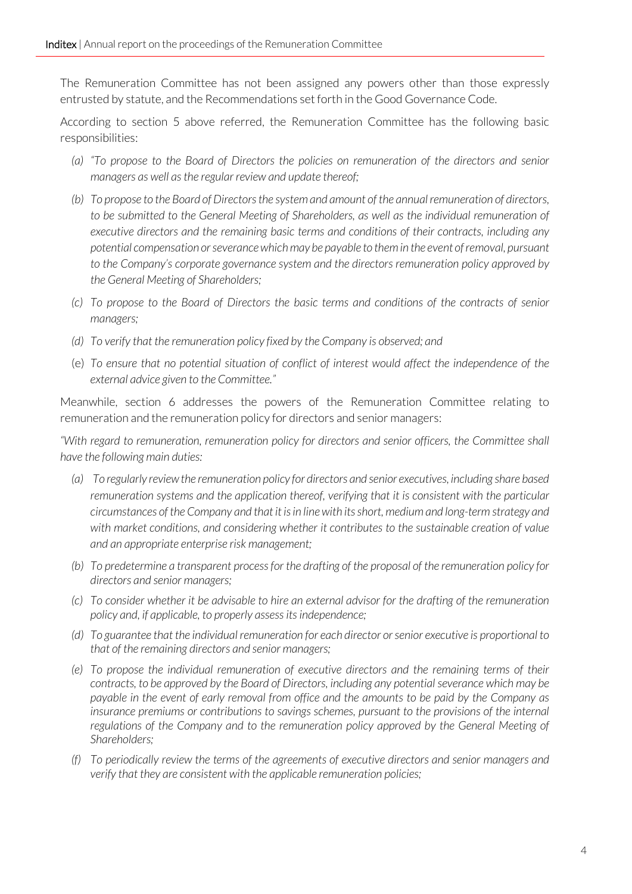The Remuneration Committee has not been assigned any powers other than those expressly entrusted by statute, and the Recommendations set forth in the Good Governance Code.

According to section 5 above referred, the Remuneration Committee has the following basic responsibilities:

- *(a) "To propose to the Board of Directors the policies on remuneration of the directors and senior managers as well as the regular review and update thereof;*
- *(b) To propose to the Board of Directors the system and amount of the annual remuneration of directors, to be submitted to the General Meeting of Shareholders, as well as the individual remuneration of executive directors and the remaining basic terms and conditions of their contracts, including any potential compensation or severance which may be payable to them in the event of removal, pursuant to the Company's corporate governance system and the directors remuneration policy approved by the General Meeting of Shareholders;*
- *(c) To propose to the Board of Directors the basic terms and conditions of the contracts of senior managers;*
- *(d) To verify that the remuneration policy fixed by the Company is observed; and*
- (e) *To ensure that no potential situation of conflict of interest would affect the independence of the external advice given to the Committee."*

Meanwhile, section 6 addresses the powers of the Remuneration Committee relating to remuneration and the remuneration policy for directors and senior managers:

*"With regard to remuneration, remuneration policy for directors and senior officers, the Committee shall have the following main duties:*

- *(a) To regularly review the remuneration policy for directors and senior executives, including share based remuneration systems and the application thereof, verifying that it is consistent with the particular circumstances of the Company and that it is in line with its short, medium and long-term strategy and with market conditions, and considering whether it contributes to the sustainable creation of value and an appropriate enterprise risk management;*
- *(b) To predetermine a transparent process for the drafting of the proposal of the remuneration policy for directors and senior managers;*
- *(c) To consider whether it be advisable to hire an external advisor for the drafting of the remuneration policy and, if applicable, to properly assess its independence;*
- *(d) To guarantee that the individual remuneration for each director or senior executive is proportional to that of the remaining directors and senior managers;*
- *(e) To propose the individual remuneration of executive directors and the remaining terms of their contracts, to be approved by the Board of Directors, including any potential severance which may be payable in the event of early removal from office and the amounts to be paid by the Company as insurance premiums or contributions to savings schemes, pursuant to the provisions of the internal regulations of the Company and to the remuneration policy approved by the General Meeting of Shareholders;*
- *(f) To periodically review the terms of the agreements of executive directors and senior managers and verify that they are consistent with the applicable remuneration policies;*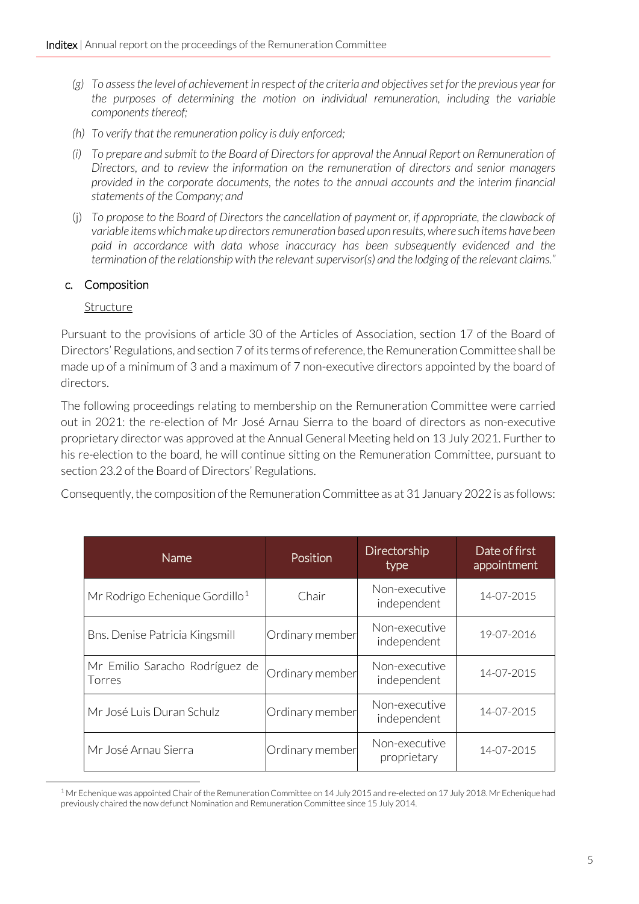- *(g) To assess the level of achievement in respect of the criteria and objectives set for the previous year for the purposes of determining the motion on individual remuneration, including the variable components thereof;*
- *(h) To verify that the remuneration policy is duly enforced;*
- *(i) To prepare and submit to the Board of Directors for approval the Annual Report on Remuneration of Directors, and to review the information on the remuneration of directors and senior managers provided in the corporate documents, the notes to the annual accounts and the interim financial statements of the Company; and*
- (j) *To propose to the Board of Directors the cancellation of payment or, if appropriate, the clawback of variable items which make up directors remuneration based upon results, where such items have been paid in accordance with data whose inaccuracy has been subsequently evidenced and the termination of the relationship with the relevant supervisor(s) and the lodging of the relevant claims."*

## c. Composition

Structure

Pursuant to the provisions of article 30 of the Articles of Association, section 17 of the Board of Directors' Regulations, and section 7 of its terms of reference, the Remuneration Committee shall be made up of a minimum of 3 and a maximum of 7 non-executive directors appointed by the board of directors.

The following proceedings relating to membership on the Remuneration Committee were carried out in 2021: the re-election of Mr José Arnau Sierra to the board of directors as non-executive proprietary director was approved at the Annual General Meeting held on 13 July 2021. Further to his re-election to the board, he will continue sitting on the Remuneration Committee, pursuant to section 23.2 of the Board of Directors' Regulations.

Consequently, the composition of the Remuneration Committee as at 31 January 2022 is as follows:

| Name | Position | Directorship type | Date of first appointment |
|---|---|---|---|
| Mr Rodrigo Echenique Gordillo[1] | Chair | Non-executive independent | 14-07-2015 |
| Bns. Denise Patricia Kingsmill | Ordinary member | Non-executive independent | 19-07-2016 |
| Mr Emilio Saracho Rodríguez de Torres | Ordinary member | Non-executive independent | 14-07-2015 |
| Mr José Luis Duran Schulz | Ordinary member | Non-executive independent | 14-07-2015 |
| Mr José Arnau Sierra | Ordinary member | Non-executive proprietary | 14-07-2015 |

[1] Mr Echenique was appointed Chair of the Remuneration Committee on 14 July 2015 and re-elected on 17 July 2018. Mr Echenique had previously chaired the now defunct Nomination and Remuneration Committee since 15 July 2014.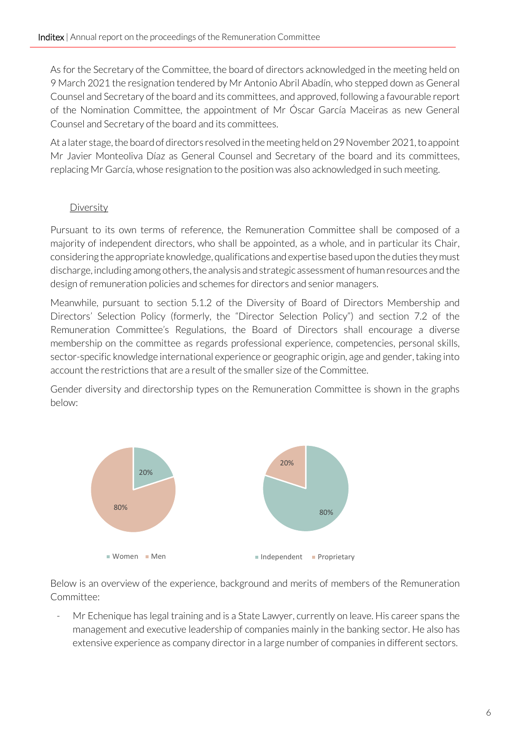As for the Secretary of the Committee, the board of directors acknowledged in the meeting held on 9 March 2021 the resignation tendered by Mr Antonio Abril Abadín, who stepped down as General Counsel and Secretary of the board and its committees, and approved, following a favourable report of the Nomination Committee, the appointment of Mr Óscar García Maceiras as new General Counsel and Secretary of the board and its committees.

At a later stage, the board of directors resolved in the meeting held on 29 November 2021, to appoint Mr Javier Monteoliva Díaz as General Counsel and Secretary of the board and its committees, replacing Mr García, whose resignation to the position was also acknowledged in such meeting.

## Diversity

Pursuant to its own terms of reference, the Remuneration Committee shall be composed of a majority of independent directors, who shall be appointed, as a whole, and in particular its Chair, considering the appropriate knowledge, qualifications and expertise based upon the duties they must discharge, including among others, the analysis and strategic assessment of human resources and the design of remuneration policies and schemes for directors and senior managers.

Meanwhile, pursuant to section 5.1.2 of the Diversity of Board of Directors Membership and Directors' Selection Policy (formerly, the "Director Selection Policy") and section 7.2 of the Remuneration Committee's Regulations, the Board of Directors shall encourage a diverse membership on the committee as regards professional experience, competencies, personal skills, sector-specific knowledge international experience or geographic origin, age and gender, taking into account the restrictions that are a result of the smaller size of the Committee.

Gender diversity and directorship types on the Remuneration Committee is shown in the graphs below:

| Gender | % |
|---|---|
| Women | 20% |
| Men | 80% |

| Directorship type | % |
|---|---|
| Independent | 80% |
| Proprietary | 20% |

Below is an overview of the experience, background and merits of members of the Remuneration Committee:

- Mr Echenique has legal training and is a State Lawyer, currently on leave. His career spans the management and executive leadership of companies mainly in the banking sector. He also has extensive experience as company director in a large number of companies in different sectors.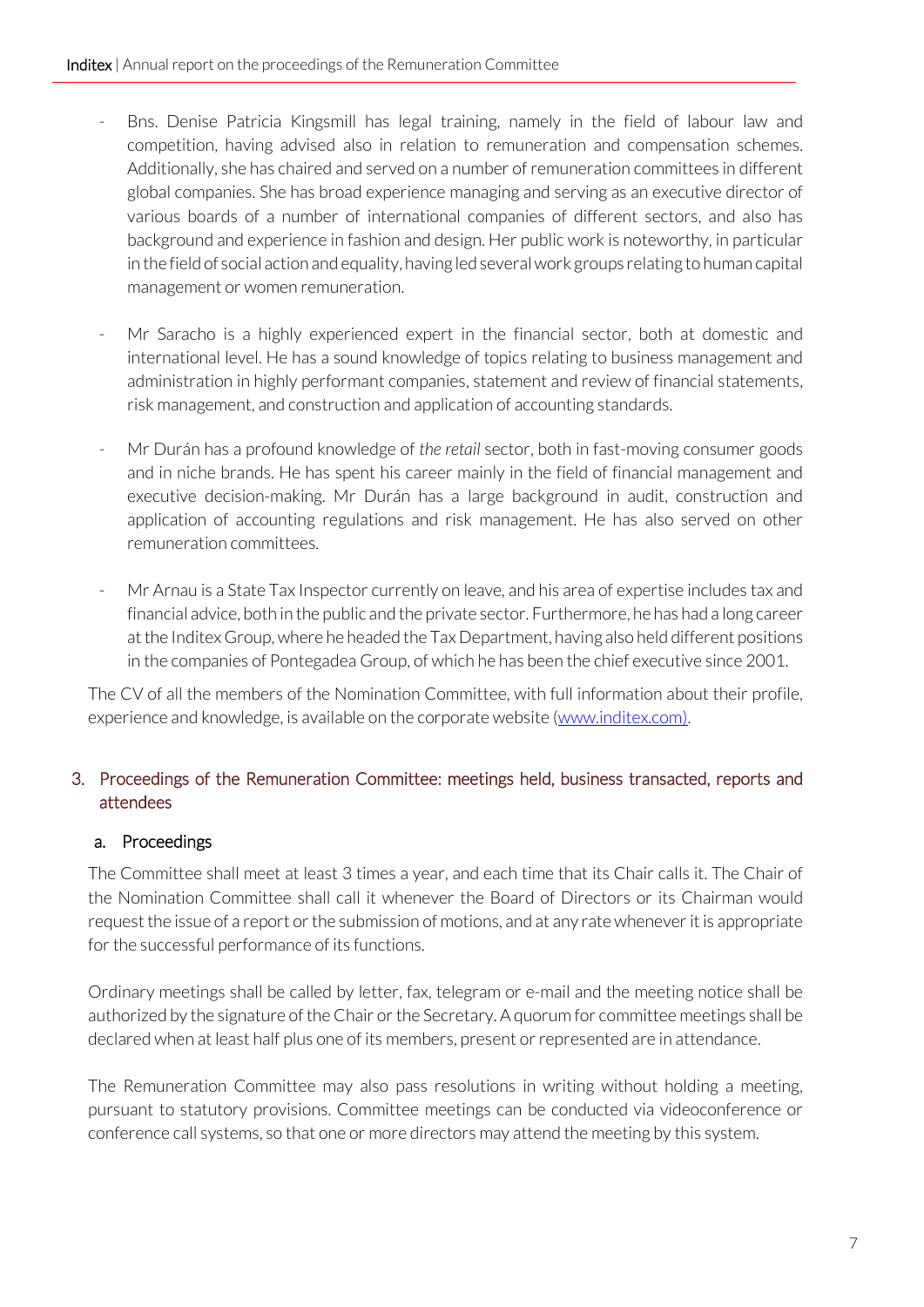- Bns. Denise Patricia Kingsmill has legal training, namely in the field of labour law and competition, having advised also in relation to remuneration and compensation schemes. Additionally, she has chaired and served on a number of remuneration committees in different global companies. She has broad experience managing and serving as an executive director of various boards of a number of international companies of different sectors, and also has background and experience in fashion and design. Her public work is noteworthy, in particular in the field of social action and equality, having led several work groups relating to human capital management or women remuneration.

- Mr Saracho is a highly experienced expert in the financial sector, both at domestic and international level. He has a sound knowledge of topics relating to business management and administration in highly performant companies, statement and review of financial statements, risk management, and construction and application of accounting standards.

- Mr Durán has a profound knowledge of *the retail* sector, both in fast-moving consumer goods and in niche brands. He has spent his career mainly in the field of financial management and executive decision-making. Mr Durán has a large background in audit, construction and application of accounting regulations and risk management. He has also served on other remuneration committees.

- Mr Arnau is a State Tax Inspector currently on leave, and his area of expertise includes tax and financial advice, both in the public and the private sector. Furthermore, he has had a long career at the Inditex Group, where he headed the Tax Department, having also held different positions in the companies of Pontegadea Group, of which he has been the chief executive since 2001.

The CV of all the members of the Nomination Committee, with full information about their profile, experience and knowledge, is available on the corporate website (www.inditex.com).

## 3. Proceedings of the Remuneration Committee: meetings held, business transacted, reports and attendees

### a. Proceedings

The Committee shall meet at least 3 times a year, and each time that its Chair calls it. The Chair of the Nomination Committee shall call it whenever the Board of Directors or its Chairman would request the issue of a report or the submission of motions, and at any rate whenever it is appropriate for the successful performance of its functions.

Ordinary meetings shall be called by letter, fax, telegram or e-mail and the meeting notice shall be authorized by the signature of the Chair or the Secretary. A quorum for committee meetings shall be declared when at least half plus one of its members, present or represented are in attendance.

The Remuneration Committee may also pass resolutions in writing without holding a meeting, pursuant to statutory provisions. Committee meetings can be conducted via videoconference or conference call systems, so that one or more directors may attend the meeting by this system.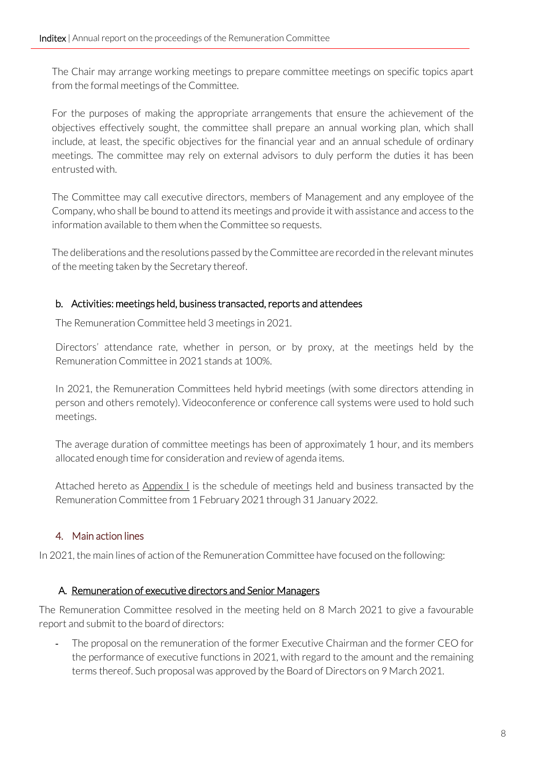The Chair may arrange working meetings to prepare committee meetings on specific topics apart from the formal meetings of the Committee.

For the purposes of making the appropriate arrangements that ensure the achievement of the objectives effectively sought, the committee shall prepare an annual working plan, which shall include, at least, the specific objectives for the financial year and an annual schedule of ordinary meetings. The committee may rely on external advisors to duly perform the duties it has been entrusted with.

The Committee may call executive directors, members of Management and any employee of the Company, who shall be bound to attend its meetings and provide it with assistance and access to the information available to them when the Committee so requests.

The deliberations and the resolutions passed by the Committee are recorded in the relevant minutes of the meeting taken by the Secretary thereof.

### b. Activities: meetings held, business transacted, reports and attendees

The Remuneration Committee held 3 meetings in 2021.

Directors' attendance rate, whether in person, or by proxy, at the meetings held by the Remuneration Committee in 2021 stands at 100%.

In 2021, the Remuneration Committees held hybrid meetings (with some directors attending in person and others remotely). Videoconference or conference call systems were used to hold such meetings.

The average duration of committee meetings has been of approximately 1 hour, and its members allocated enough time for consideration and review of agenda items.

Attached hereto as Appendix I is the schedule of meetings held and business transacted by the Remuneration Committee from 1 February 2021 through 31 January 2022.

## 4. Main action lines

In 2021, the main lines of action of the Remuneration Committee have focused on the following:

### A. Remuneration of executive directors and Senior Managers

The Remuneration Committee resolved in the meeting held on 8 March 2021 to give a favourable report and submit to the board of directors:

- The proposal on the remuneration of the former Executive Chairman and the former CEO for the performance of executive functions in 2021, with regard to the amount and the remaining terms thereof. Such proposal was approved by the Board of Directors on 9 March 2021.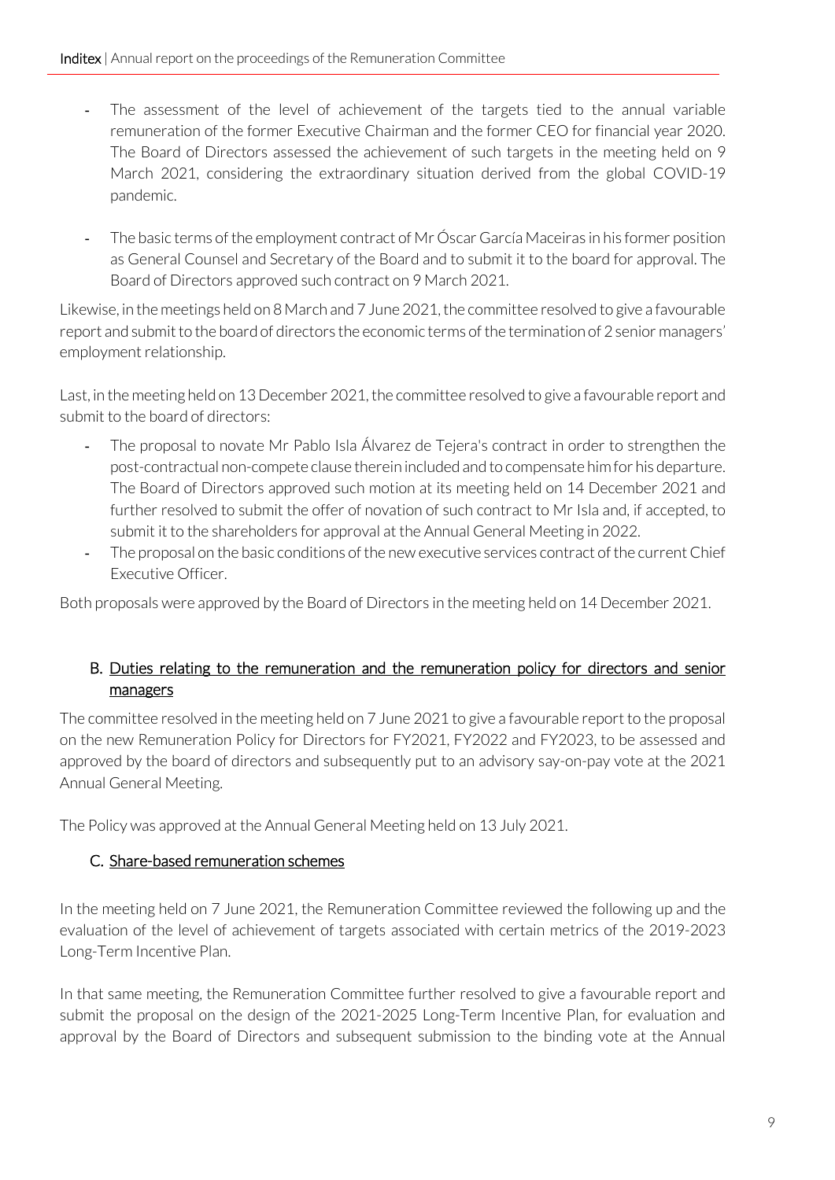- The assessment of the level of achievement of the targets tied to the annual variable remuneration of the former Executive Chairman and the former CEO for financial year 2020. The Board of Directors assessed the achievement of such targets in the meeting held on 9 March 2021, considering the extraordinary situation derived from the global COVID-19 pandemic.
- The basic terms of the employment contract of Mr Óscar García Maceiras in his former position as General Counsel and Secretary of the Board and to submit it to the board for approval. The Board of Directors approved such contract on 9 March 2021.

Likewise, in the meetings held on 8 March and 7 June 2021, the committee resolved to give a favourable report and submit to the board of directors the economic terms of the termination of 2 senior managers' employment relationship.

Last, in the meeting held on 13 December 2021, the committee resolved to give a favourable report and submit to the board of directors:

- The proposal to novate Mr Pablo Isla Álvarez de Tejera's contract in order to strengthen the post-contractual non-compete clause therein included and to compensate him for his departure. The Board of Directors approved such motion at its meeting held on 14 December 2021 and further resolved to submit the offer of novation of such contract to Mr Isla and, if accepted, to submit it to the shareholders for approval at the Annual General Meeting in 2022.
- The proposal on the basic conditions of the new executive services contract of the current Chief Executive Officer.

Both proposals were approved by the Board of Directors in the meeting held on 14 December 2021.

## B. Duties relating to the remuneration and the remuneration policy for directors and senior managers

The committee resolved in the meeting held on 7 June 2021 to give a favourable report to the proposal on the new Remuneration Policy for Directors for FY2021, FY2022 and FY2023, to be assessed and approved by the board of directors and subsequently put to an advisory say-on-pay vote at the 2021 Annual General Meeting.

The Policy was approved at the Annual General Meeting held on 13 July 2021.

## C. Share-based remuneration schemes

In the meeting held on 7 June 2021, the Remuneration Committee reviewed the following up and the evaluation of the level of achievement of targets associated with certain metrics of the 2019-2023 Long-Term Incentive Plan.

In that same meeting, the Remuneration Committee further resolved to give a favourable report and submit the proposal on the design of the 2021-2025 Long-Term Incentive Plan, for evaluation and approval by the Board of Directors and subsequent submission to the binding vote at the Annual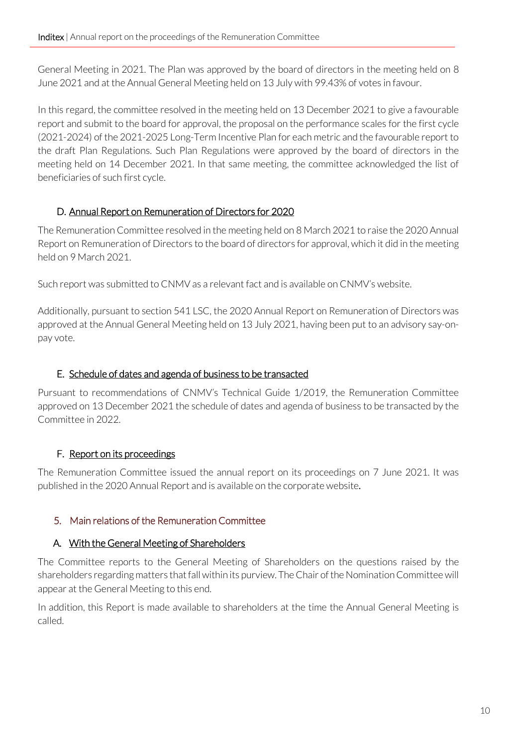General Meeting in 2021. The Plan was approved by the board of directors in the meeting held on 8 June 2021 and at the Annual General Meeting held on 13 July with 99.43% of votes in favour.

In this regard, the committee resolved in the meeting held on 13 December 2021 to give a favourable report and submit to the board for approval, the proposal on the performance scales for the first cycle (2021-2024) of the 2021-2025 Long-Term Incentive Plan for each metric and the favourable report to the draft Plan Regulations. Such Plan Regulations were approved by the board of directors in the meeting held on 14 December 2021. In that same meeting, the committee acknowledged the list of beneficiaries of such first cycle.

### D. Annual Report on Remuneration of Directors for 2020

The Remuneration Committee resolved in the meeting held on 8 March 2021 to raise the 2020 Annual Report on Remuneration of Directors to the board of directors for approval, which it did in the meeting held on 9 March 2021.

Such report was submitted to CNMV as a relevant fact and is available on CNMV's website.

Additionally, pursuant to section 541 LSC, the 2020 Annual Report on Remuneration of Directors was approved at the Annual General Meeting held on 13 July 2021, having been put to an advisory say-on-pay vote.

### E. Schedule of dates and agenda of business to be transacted

Pursuant to recommendations of CNMV's Technical Guide 1/2019, the Remuneration Committee approved on 13 December 2021 the schedule of dates and agenda of business to be transacted by the Committee in 2022.

### F. Report on its proceedings

The Remuneration Committee issued the annual report on its proceedings on 7 June 2021. It was published in the 2020 Annual Report and is available on the corporate website.

## 5. Main relations of the Remuneration Committee

### A. With the General Meeting of Shareholders

The Committee reports to the General Meeting of Shareholders on the questions raised by the shareholders regarding matters that fall within its purview. The Chair of the Nomination Committee will appear at the General Meeting to this end.

In addition, this Report is made available to shareholders at the time the Annual General Meeting is called.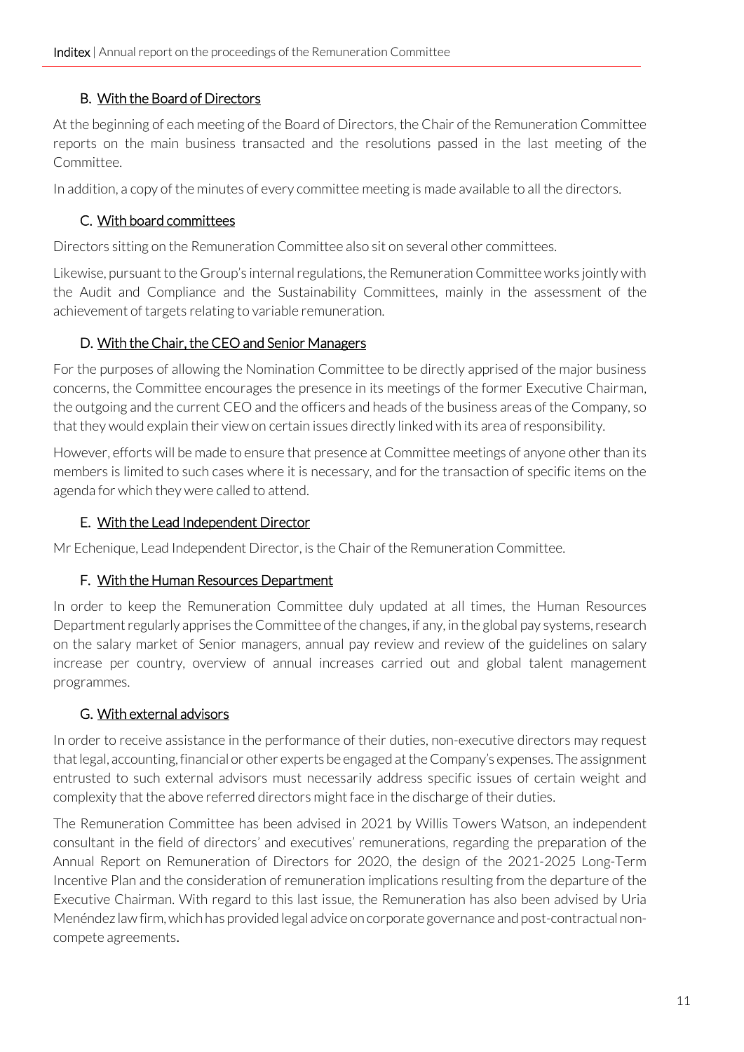### B. With the Board of Directors

At the beginning of each meeting of the Board of Directors, the Chair of the Remuneration Committee reports on the main business transacted and the resolutions passed in the last meeting of the Committee.

In addition, a copy of the minutes of every committee meeting is made available to all the directors.

### C. With board committees

Directors sitting on the Remuneration Committee also sit on several other committees.

Likewise, pursuant to the Group's internal regulations, the Remuneration Committee works jointly with the Audit and Compliance and the Sustainability Committees, mainly in the assessment of the achievement of targets relating to variable remuneration.

### D. With the Chair, the CEO and Senior Managers

For the purposes of allowing the Nomination Committee to be directly apprised of the major business concerns, the Committee encourages the presence in its meetings of the former Executive Chairman, the outgoing and the current CEO and the officers and heads of the business areas of the Company, so that they would explain their view on certain issues directly linked with its area of responsibility.

However, efforts will be made to ensure that presence at Committee meetings of anyone other than its members is limited to such cases where it is necessary, and for the transaction of specific items on the agenda for which they were called to attend.

### E. With the Lead Independent Director

Mr Echenique, Lead Independent Director, is the Chair of the Remuneration Committee.

### F. With the Human Resources Department

In order to keep the Remuneration Committee duly updated at all times, the Human Resources Department regularly apprises the Committee of the changes, if any, in the global pay systems, research on the salary market of Senior managers, annual pay review and review of the guidelines on salary increase per country, overview of annual increases carried out and global talent management programmes.

### G. With external advisors

In order to receive assistance in the performance of their duties, non-executive directors may request that legal, accounting, financial or other experts be engaged at the Company's expenses. The assignment entrusted to such external advisors must necessarily address specific issues of certain weight and complexity that the above referred directors might face in the discharge of their duties.

The Remuneration Committee has been advised in 2021 by Willis Towers Watson, an independent consultant in the field of directors' and executives' remunerations, regarding the preparation of the Annual Report on Remuneration of Directors for 2020, the design of the 2021-2025 Long-Term Incentive Plan and the consideration of remuneration implications resulting from the departure of the Executive Chairman. With regard to this last issue, the Remuneration has also been advised by Uria Menéndez law firm, which has provided legal advice on corporate governance and post-contractual non-compete agreements.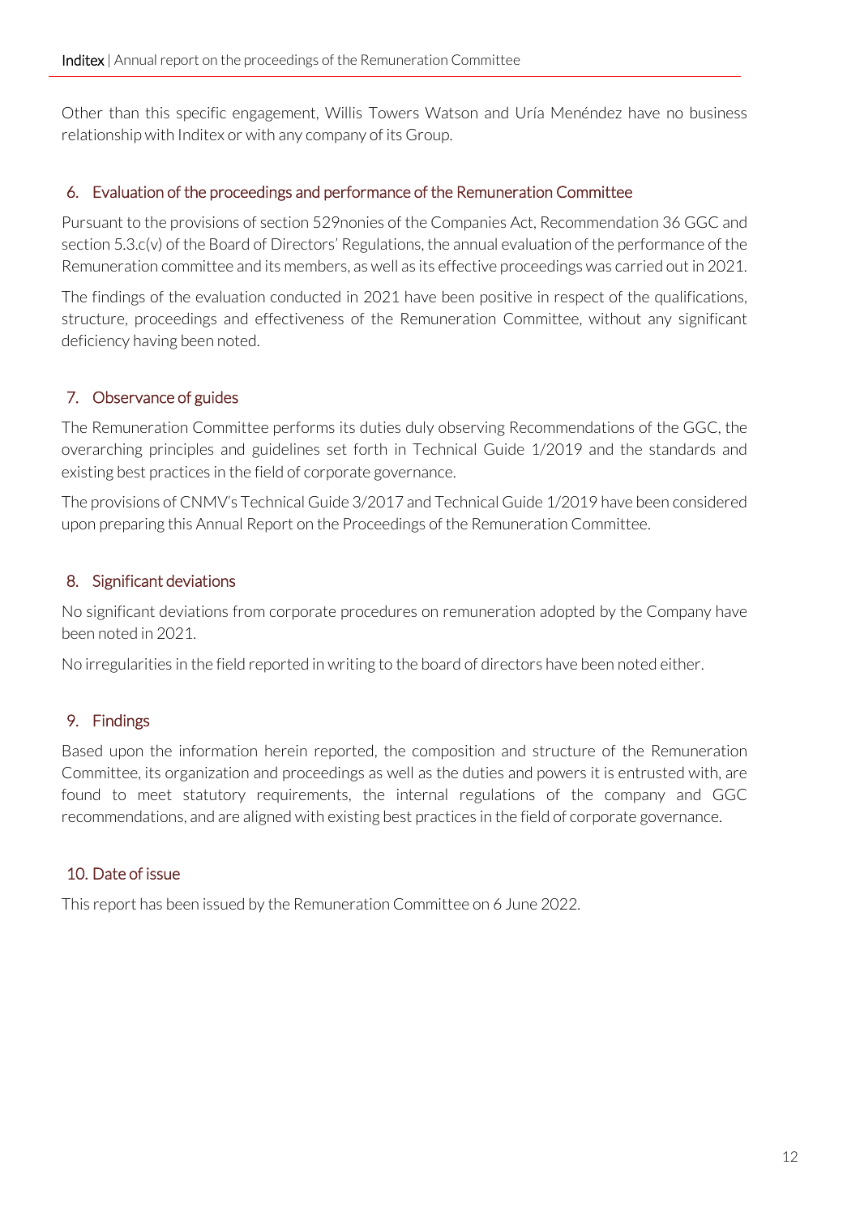Other than this specific engagement, Willis Towers Watson and Uría Menéndez have no business relationship with Inditex or with any company of its Group.

## 6. Evaluation of the proceedings and performance of the Remuneration Committee

Pursuant to the provisions of section 529nonies of the Companies Act, Recommendation 36 GGC and section 5.3.c(v) of the Board of Directors' Regulations, the annual evaluation of the performance of the Remuneration committee and its members, as well as its effective proceedings was carried out in 2021.

The findings of the evaluation conducted in 2021 have been positive in respect of the qualifications, structure, proceedings and effectiveness of the Remuneration Committee, without any significant deficiency having been noted.

## 7. Observance of guides

The Remuneration Committee performs its duties duly observing Recommendations of the GGC, the overarching principles and guidelines set forth in Technical Guide 1/2019 and the standards and existing best practices in the field of corporate governance.

The provisions of CNMV's Technical Guide 3/2017 and Technical Guide 1/2019 have been considered upon preparing this Annual Report on the Proceedings of the Remuneration Committee.

## 8. Significant deviations

No significant deviations from corporate procedures on remuneration adopted by the Company have been noted in 2021.

No irregularities in the field reported in writing to the board of directors have been noted either.

## 9. Findings

Based upon the information herein reported, the composition and structure of the Remuneration Committee, its organization and proceedings as well as the duties and powers it is entrusted with, are found to meet statutory requirements, the internal regulations of the company and GGC recommendations, and are aligned with existing best practices in the field of corporate governance.

## 10. Date of issue

This report has been issued by the Remuneration Committee on 6 June 2022.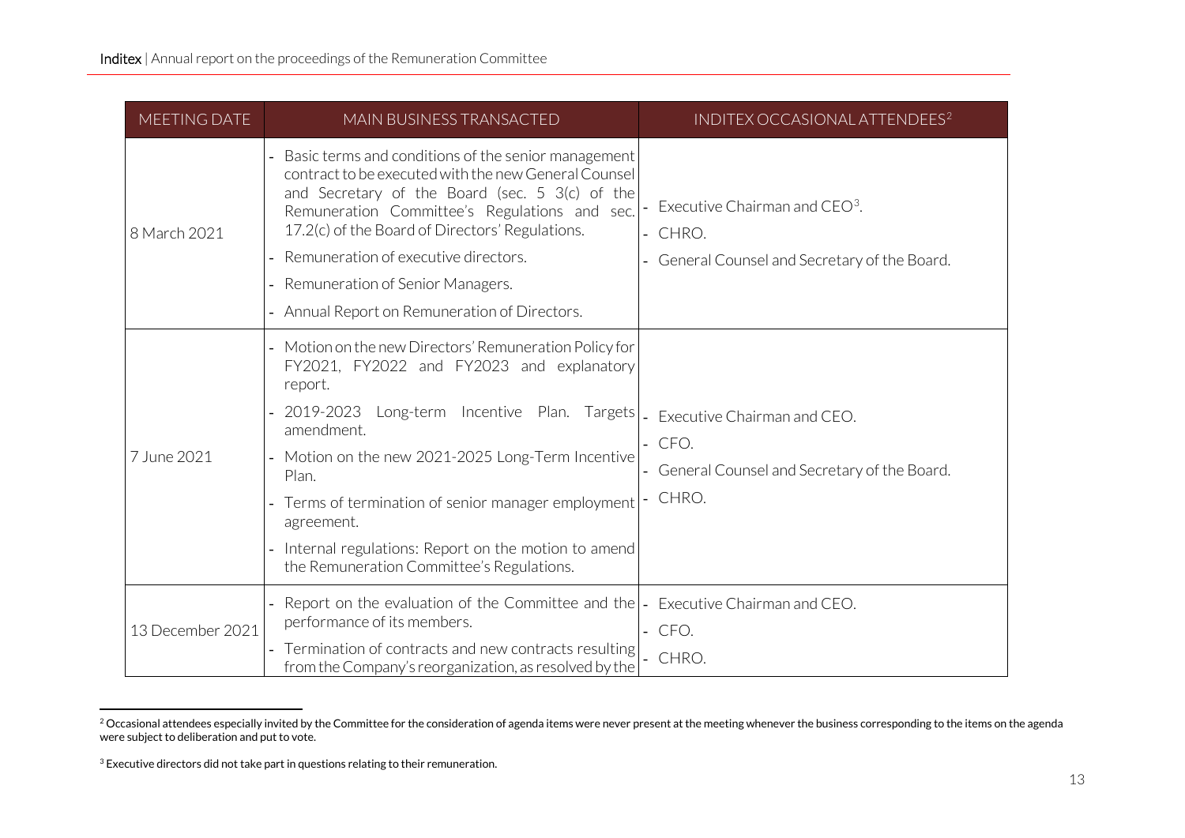| MEETING DATE | MAIN BUSINESS TRANSACTED | INDITEX OCCASIONAL ATTENDEES[2] |
|---|---|---|
| 8 March 2021 | - Basic terms and conditions of the senior management contract to be executed with the new General Counsel and Secretary of the Board (sec. 5 3(c) of the Remuneration Committee's Regulations and sec. 17.2(c) of the Board of Directors' Regulations.<br>- Remuneration of executive directors.<br>- Remuneration of Senior Managers.<br>- Annual Report on Remuneration of Directors. | - Executive Chairman and CEO[3].<br>- CHRO.<br>- General Counsel and Secretary of the Board. |
| 7 June 2021 | - Motion on the new Directors' Remuneration Policy for FY2021, FY2022 and FY2023 and explanatory report.<br>- 2019-2023 Long-term Incentive Plan. Targets amendment.<br>- Motion on the new 2021-2025 Long-Term Incentive Plan.<br>- Terms of termination of senior manager employment agreement.<br>- Internal regulations: Report on the motion to amend the Remuneration Committee's Regulations. | - Executive Chairman and CEO.<br>- CFO.<br>- General Counsel and Secretary of the Board.<br>- CHRO. |
| 13 December 2021 | - Report on the evaluation of the Committee and the performance of its members.<br>- Termination of contracts and new contracts resulting from the Company's reorganization, as resolved by the | - Executive Chairman and CEO.<br>- CFO.<br>- CHRO. |

[2] Occasional attendees especially invited by the Committee for the consideration of agenda items were never present at the meeting whenever the business corresponding to the items on the agenda were subject to deliberation and put to vote.

[3] Executive directors did not take part in questions relating to their remuneration.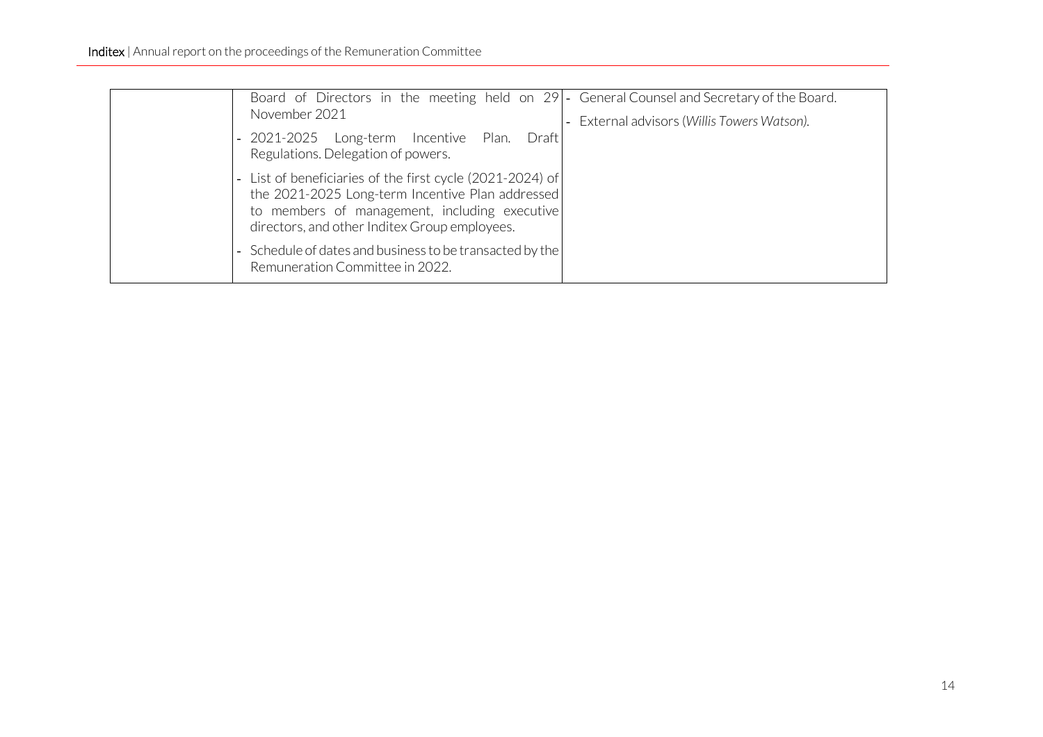| | | |
|---|---|---|
| | Board of Directors in the meeting held on 29 November 2021<br>- 2021-2025 Long-term Incentive Plan. Draft Regulations. Delegation of powers.<br>- List of beneficiaries of the first cycle (2021-2024) of the 2021-2025 Long-term Incentive Plan addressed to members of management, including executive directors, and other Inditex Group employees.<br>- Schedule of dates and business to be transacted by the Remuneration Committee in 2022. | - General Counsel and Secretary of the Board.<br>- External advisors (*Willis Towers Watson).* |